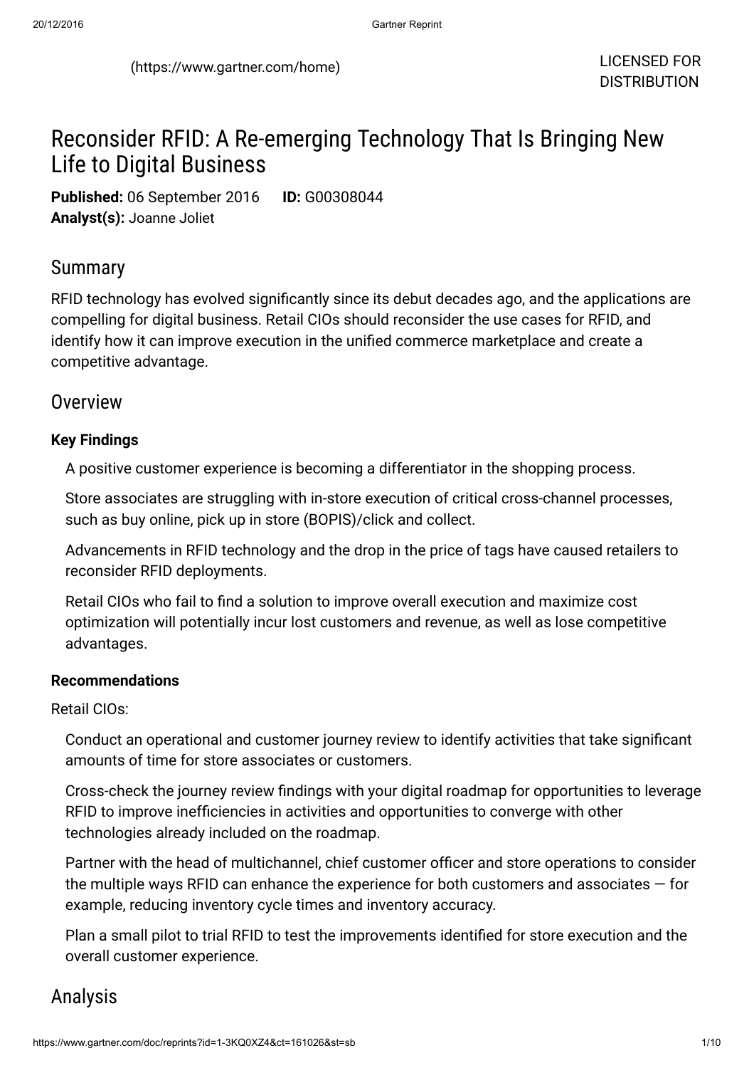(https://www.gartner.com/home)

LICENSED FOR DISTRIBUTION

# Reconsider RFID: A Re-emerging Technology That Is Bringing New Life to Digital Business

**Published:** 06 September 2016 **ID:** G00308044

**Analyst(s):** Joanne Joliet

## Summary

RFID technology has evolved significantly since its debut decades ago, and the applications are compelling for digital business. Retail CIOs should reconsider the use cases for RFID, and identify how it can improve execution in the unified commerce marketplace and create a competitive advantage.

## Overview

### Key Findings

A positive customer experience is becoming a differentiator in the shopping process.

Store associates are struggling with in-store execution of critical cross-channel processes, such as buy online, pick up in store (BOPIS)/click and collect.

Advancements in RFID technology and the drop in the price of tags have caused retailers to reconsider RFID deployments.

Retail CIOs who fail to find a solution to improve overall execution and maximize cost optimization will potentially incur lost customers and revenue, as well as lose competitive advantages.

### Recommendations

Retail CIOs:

Conduct an operational and customer journey review to identify activities that take significant amounts of time for store associates or customers.

Cross-check the journey review findings with your digital roadmap for opportunities to leverage RFID to improve inefficiencies in activities and opportunities to converge with other technologies already included on the roadmap.

Partner with the head of multichannel, chief customer officer and store operations to consider the multiple ways RFID can enhance the experience for both customers and associates — for example, reducing inventory cycle times and inventory accuracy.

Plan a small pilot to trial RFID to test the improvements identified for store execution and the overall customer experience.

## Analysis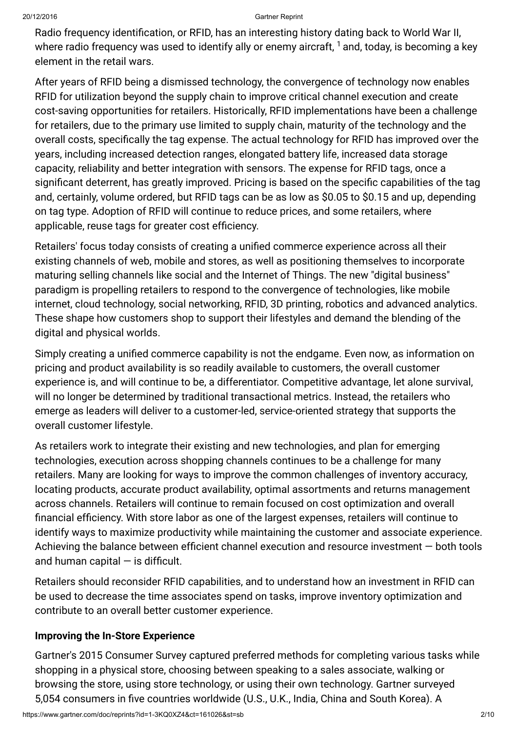Radio frequency identification, or RFID, has an interesting history dating back to World War II, where radio frequency was used to identify ally or enemy aircraft, [1] and, today, is becoming a key element in the retail wars.

After years of RFID being a dismissed technology, the convergence of technology now enables RFID for utilization beyond the supply chain to improve critical channel execution and create cost-saving opportunities for retailers. Historically, RFID implementations have been a challenge for retailers, due to the primary use limited to supply chain, maturity of the technology and the overall costs, specifically the tag expense. The actual technology for RFID has improved over the years, including increased detection ranges, elongated battery life, increased data storage capacity, reliability and better integration with sensors. The expense for RFID tags, once a significant deterrent, has greatly improved. Pricing is based on the specific capabilities of the tag and, certainly, volume ordered, but RFID tags can be as low as $0.05 to $0.15 and up, depending on tag type. Adoption of RFID will continue to reduce prices, and some retailers, where applicable, reuse tags for greater cost efficiency.

Retailers' focus today consists of creating a unified commerce experience across all their existing channels of web, mobile and stores, as well as positioning themselves to incorporate maturing selling channels like social and the Internet of Things. The new "digital business" paradigm is propelling retailers to respond to the convergence of technologies, like mobile internet, cloud technology, social networking, RFID, 3D printing, robotics and advanced analytics. These shape how customers shop to support their lifestyles and demand the blending of the digital and physical worlds.

Simply creating a unified commerce capability is not the endgame. Even now, as information on pricing and product availability is so readily available to customers, the overall customer experience is, and will continue to be, a differentiator. Competitive advantage, let alone survival, will no longer be determined by traditional transactional metrics. Instead, the retailers who emerge as leaders will deliver to a customer-led, service-oriented strategy that supports the overall customer lifestyle.

As retailers work to integrate their existing and new technologies, and plan for emerging technologies, execution across shopping channels continues to be a challenge for many retailers. Many are looking for ways to improve the common challenges of inventory accuracy, locating products, accurate product availability, optimal assortments and returns management across channels. Retailers will continue to remain focused on cost optimization and overall financial efficiency. With store labor as one of the largest expenses, retailers will continue to identify ways to maximize productivity while maintaining the customer and associate experience. Achieving the balance between efficient channel execution and resource investment — both tools and human capital — is difficult.

Retailers should reconsider RFID capabilities, and to understand how an investment in RFID can be used to decrease the time associates spend on tasks, improve inventory optimization and contribute to an overall better customer experience.

### Improving the In-Store Experience

Gartner's 2015 Consumer Survey captured preferred methods for completing various tasks while shopping in a physical store, choosing between speaking to a sales associate, walking or browsing the store, using store technology, or using their own technology. Gartner surveyed 5,054 consumers in five countries worldwide (U.S., U.K., India, China and South Korea). A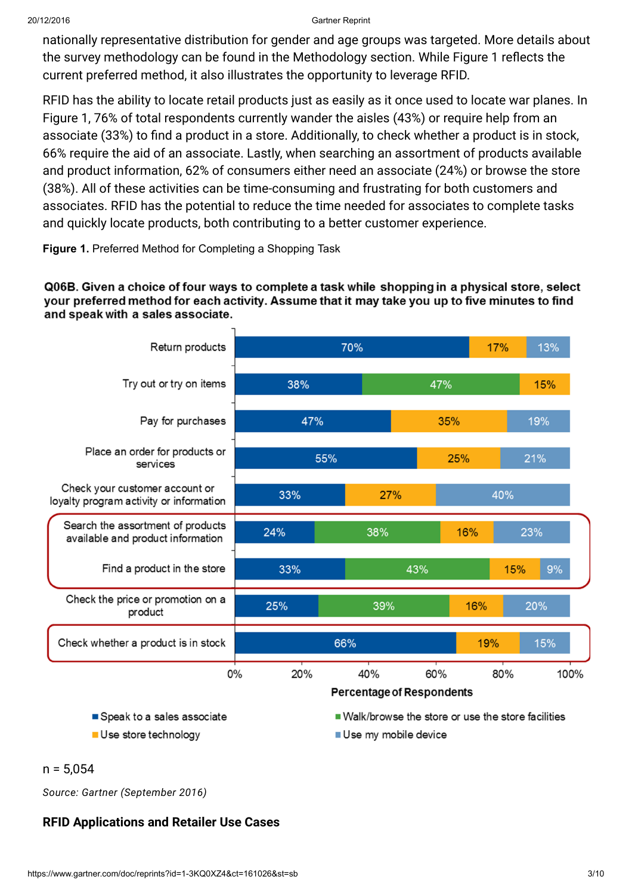nationally representative distribution for gender and age groups was targeted. More details about the survey methodology can be found in the Methodology section. While Figure 1 reflects the current preferred method, it also illustrates the opportunity to leverage RFID.

RFID has the ability to locate retail products just as easily as it once used to locate war planes. In Figure 1, 76% of total respondents currently wander the aisles (43%) or require help from an associate (33%) to find a product in a store. Additionally, to check whether a product is in stock, 66% require the aid of an associate. Lastly, when searching an assortment of products available and product information, 62% of consumers either need an associate (24%) or browse the store (38%). All of these activities can be time-consuming and frustrating for both customers and associates. RFID has the potential to reduce the time needed for associates to complete tasks and quickly locate products, both contributing to a better customer experience.

**Figure 1.** Preferred Method for Completing a Shopping Task

**Q06B. Given a choice of four ways to complete a task while shopping in a physical store, select your preferred method for each activity. Assume that it may take you up to five minutes to find and speak with a sales associate.**

| Activity | Speak to a sales associate | Walk/browse the store or use the store facilities | Use store technology | Use my mobile device |
|---|---|---|---|---|
| Return products | 70% | | 17% | 13% |
| Try out or try on items | 38% | 47% | 15% | |
| Pay for purchases | 47% | | 35% | 19% |
| Place an order for products or services | 55% | | 25% | 21% |
| Check your customer account or loyalty program activity or information | 33% | | 27% | 40% |
| Search the assortment of products available and product information | 24% | 38% | 16% | 23% |
| Find a product in the store | 33% | 43% | 15% | 9% |
| Check the price or promotion on a product | 25% | 39% | 16% | 20% |
| Check whether a product is in stock | 66% | | 19% | 15% |

Percentage of Respondents

n = 5,054

*Source: Gartner (September 2016)*

## RFID Applications and Retailer Use Cases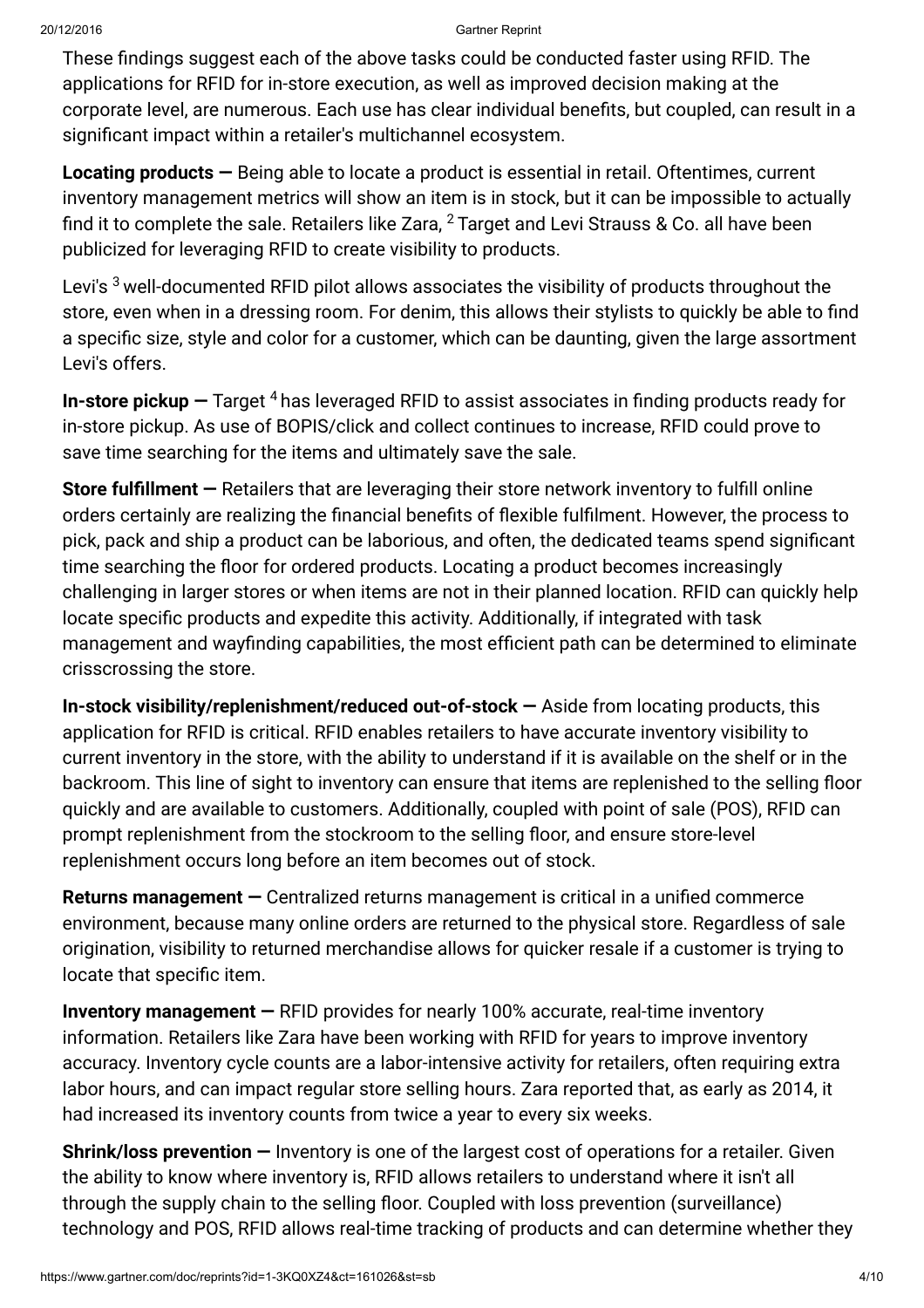These findings suggest each of the above tasks could be conducted faster using RFID. The applications for RFID for in-store execution, as well as improved decision making at the corporate level, are numerous. Each use has clear individual benefits, but coupled, can result in a significant impact within a retailer's multichannel ecosystem.

**Locating products —** Being able to locate a product is essential in retail. Oftentimes, current inventory management metrics will show an item is in stock, but it can be impossible to actually find it to complete the sale. Retailers like Zara, [2] Target and Levi Strauss & Co. all have been publicized for leveraging RFID to create visibility to products.

Levi's [3] well-documented RFID pilot allows associates the visibility of products throughout the store, even when in a dressing room. For denim, this allows their stylists to quickly be able to find a specific size, style and color for a customer, which can be daunting, given the large assortment Levi's offers.

**In-store pickup —** Target [4] has leveraged RFID to assist associates in finding products ready for in-store pickup. As use of BOPIS/click and collect continues to increase, RFID could prove to save time searching for the items and ultimately save the sale.

**Store fulfillment —** Retailers that are leveraging their store network inventory to fulfill online orders certainly are realizing the financial benefits of flexible fulfilment. However, the process to pick, pack and ship a product can be laborious, and often, the dedicated teams spend significant time searching the floor for ordered products. Locating a product becomes increasingly challenging in larger stores or when items are not in their planned location. RFID can quickly help locate specific products and expedite this activity. Additionally, if integrated with task management and wayfinding capabilities, the most efficient path can be determined to eliminate crisscrossing the store.

**In-stock visibility/replenishment/reduced out-of-stock —** Aside from locating products, this application for RFID is critical. RFID enables retailers to have accurate inventory visibility to current inventory in the store, with the ability to understand if it is available on the shelf or in the backroom. This line of sight to inventory can ensure that items are replenished to the selling floor quickly and are available to customers. Additionally, coupled with point of sale (POS), RFID can prompt replenishment from the stockroom to the selling floor, and ensure store-level replenishment occurs long before an item becomes out of stock.

**Returns management —** Centralized returns management is critical in a unified commerce environment, because many online orders are returned to the physical store. Regardless of sale origination, visibility to returned merchandise allows for quicker resale if a customer is trying to locate that specific item.

**Inventory management —** RFID provides for nearly 100% accurate, real-time inventory information. Retailers like Zara have been working with RFID for years to improve inventory accuracy. Inventory cycle counts are a labor-intensive activity for retailers, often requiring extra labor hours, and can impact regular store selling hours. Zara reported that, as early as 2014, it had increased its inventory counts from twice a year to every six weeks.

**Shrink/loss prevention —** Inventory is one of the largest cost of operations for a retailer. Given the ability to know where inventory is, RFID allows retailers to understand where it isn't all through the supply chain to the selling floor. Coupled with loss prevention (surveillance) technology and POS, RFID allows real-time tracking of products and can determine whether they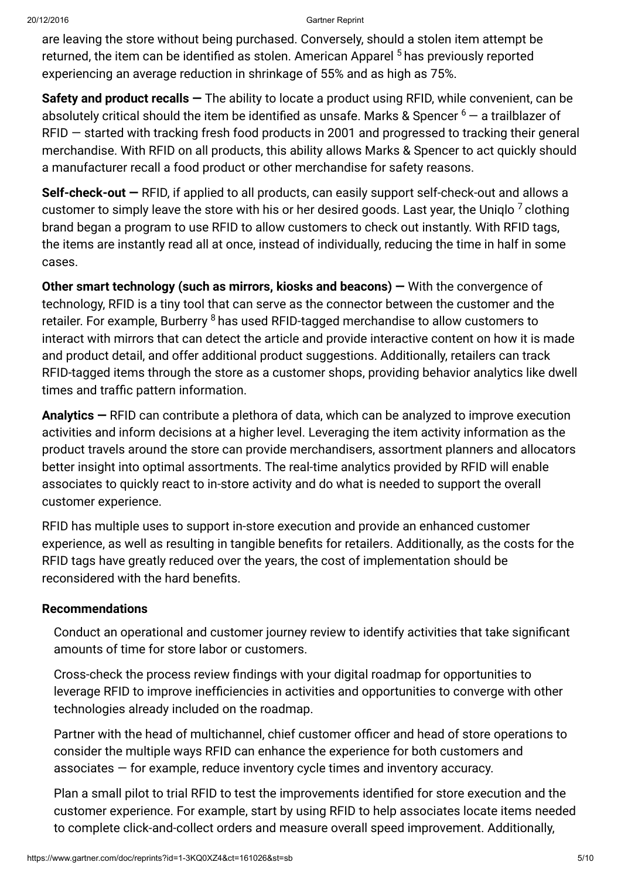are leaving the store without being purchased. Conversely, should a stolen item attempt be returned, the item can be identified as stolen. American Apparel [5] has previously reported experiencing an average reduction in shrinkage of 55% and as high as 75%.

**Safety and product recalls —** The ability to locate a product using RFID, while convenient, can be absolutely critical should the item be identified as unsafe. Marks & Spencer [6] — a trailblazer of RFID — started with tracking fresh food products in 2001 and progressed to tracking their general merchandise. With RFID on all products, this ability allows Marks & Spencer to act quickly should a manufacturer recall a food product or other merchandise for safety reasons.

**Self-check-out —** RFID, if applied to all products, can easily support self-check-out and allows a customer to simply leave the store with his or her desired goods. Last year, the Uniqlo [7] clothing brand began a program to use RFID to allow customers to check out instantly. With RFID tags, the items are instantly read all at once, instead of individually, reducing the time in half in some cases.

**Other smart technology (such as mirrors, kiosks and beacons) —** With the convergence of technology, RFID is a tiny tool that can serve as the connector between the customer and the retailer. For example, Burberry [8] has used RFID-tagged merchandise to allow customers to interact with mirrors that can detect the article and provide interactive content on how it is made and product detail, and offer additional product suggestions. Additionally, retailers can track RFID-tagged items through the store as a customer shops, providing behavior analytics like dwell times and traffic pattern information.

**Analytics —** RFID can contribute a plethora of data, which can be analyzed to improve execution activities and inform decisions at a higher level. Leveraging the item activity information as the product travels around the store can provide merchandisers, assortment planners and allocators better insight into optimal assortments. The real-time analytics provided by RFID will enable associates to quickly react to in-store activity and do what is needed to support the overall customer experience.

RFID has multiple uses to support in-store execution and provide an enhanced customer experience, as well as resulting in tangible benefits for retailers. Additionally, as the costs for the RFID tags have greatly reduced over the years, the cost of implementation should be reconsidered with the hard benefits.

### Recommendations

Conduct an operational and customer journey review to identify activities that take significant amounts of time for store labor or customers.

Cross-check the process review findings with your digital roadmap for opportunities to leverage RFID to improve inefficiencies in activities and opportunities to converge with other technologies already included on the roadmap.

Partner with the head of multichannel, chief customer officer and head of store operations to consider the multiple ways RFID can enhance the experience for both customers and associates — for example, reduce inventory cycle times and inventory accuracy.

Plan a small pilot to trial RFID to test the improvements identified for store execution and the customer experience. For example, start by using RFID to help associates locate items needed to complete click-and-collect orders and measure overall speed improvement. Additionally,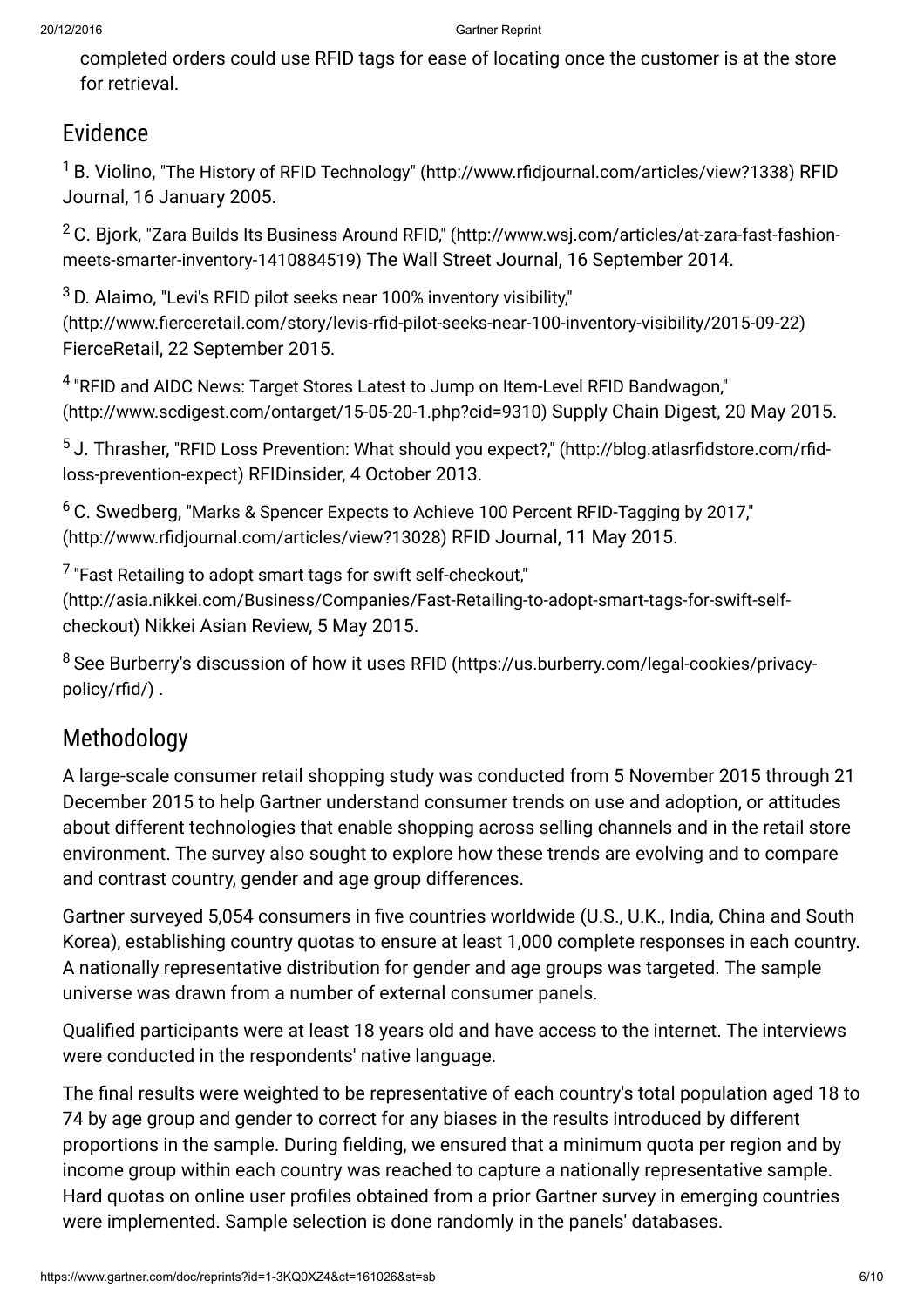completed orders could use RFID tags for ease of locating once the customer is at the store for retrieval.

## Evidence

[1] B. Violino, "The History of RFID Technology" (http://www.rfidjournal.com/articles/view?1338) RFID Journal, 16 January 2005.

[2] C. Bjork, "Zara Builds Its Business Around RFID," (http://www.wsj.com/articles/at-zara-fast-fashion-meets-smarter-inventory-1410884519) The Wall Street Journal, 16 September 2014.

[3] D. Alaimo, "Levi's RFID pilot seeks near 100% inventory visibility," (http://www.fierceretail.com/story/levis-rfid-pilot-seeks-near-100-inventory-visibility/2015-09-22) FierceRetail, 22 September 2015.

[4] "RFID and AIDC News: Target Stores Latest to Jump on Item-Level RFID Bandwagon," (http://www.scdigest.com/ontarget/15-05-20-1.php?cid=9310) Supply Chain Digest, 20 May 2015.

[5] J. Thrasher, "RFID Loss Prevention: What should you expect?," (http://blog.atlasrfidstore.com/rfid-loss-prevention-expect) RFIDinsider, 4 October 2013.

[6] C. Swedberg, "Marks & Spencer Expects to Achieve 100 Percent RFID-Tagging by 2017," (http://www.rfidjournal.com/articles/view?13028) RFID Journal, 11 May 2015.

[7] "Fast Retailing to adopt smart tags for swift self-checkout," (http://asia.nikkei.com/Business/Companies/Fast-Retailing-to-adopt-smart-tags-for-swift-self-checkout) Nikkei Asian Review, 5 May 2015.

[8] See Burberry's discussion of how it uses RFID (https://us.burberry.com/legal-cookies/privacy-policy/rfid/) .

## Methodology

A large-scale consumer retail shopping study was conducted from 5 November 2015 through 21 December 2015 to help Gartner understand consumer trends on use and adoption, or attitudes about different technologies that enable shopping across selling channels and in the retail store environment. The survey also sought to explore how these trends are evolving and to compare and contrast country, gender and age group differences.

Gartner surveyed 5,054 consumers in five countries worldwide (U.S., U.K., India, China and South Korea), establishing country quotas to ensure at least 1,000 complete responses in each country. A nationally representative distribution for gender and age groups was targeted. The sample universe was drawn from a number of external consumer panels.

Qualified participants were at least 18 years old and have access to the internet. The interviews were conducted in the respondents' native language.

The final results were weighted to be representative of each country's total population aged 18 to 74 by age group and gender to correct for any biases in the results introduced by different proportions in the sample. During fielding, we ensured that a minimum quota per region and by income group within each country was reached to capture a nationally representative sample. Hard quotas on online user profiles obtained from a prior Gartner survey in emerging countries were implemented. Sample selection is done randomly in the panels' databases.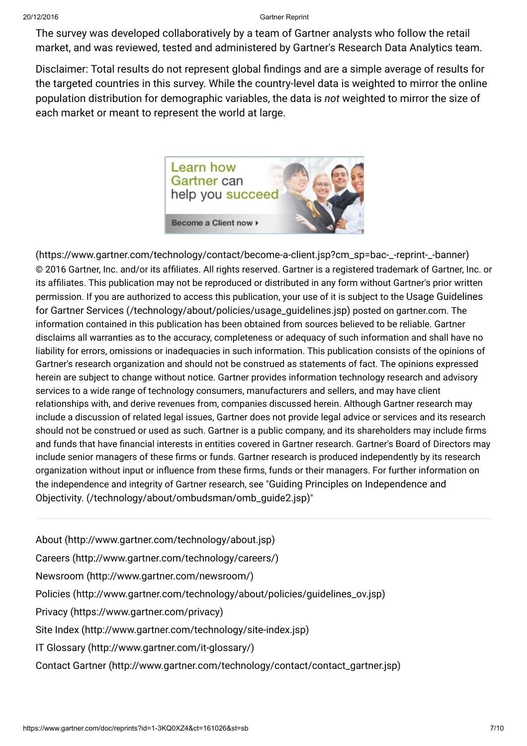The survey was developed collaboratively by a team of Gartner analysts who follow the retail market, and was reviewed, tested and administered by Gartner's Research Data Analytics team.

Disclaimer: Total results do not represent global findings and are a simple average of results for the targeted countries in this survey. While the country-level data is weighted to mirror the online population distribution for demographic variables, the data is *not* weighted to mirror the size of each market or meant to represent the world at large.

Learn how Gartner can help you succeed

Become a Client now ▸

(https://www.gartner.com/technology/contact/become-a-client.jsp?cm_sp=bac-_-reprint-_-banner)

© 2016 Gartner, Inc. and/or its affiliates. All rights reserved. Gartner is a registered trademark of Gartner, Inc. or its affiliates. This publication may not be reproduced or distributed in any form without Gartner's prior written permission. If you are authorized to access this publication, your use of it is subject to the Usage Guidelines for Gartner Services (/technology/about/policies/usage_guidelines.jsp) posted on gartner.com. The information contained in this publication has been obtained from sources believed to be reliable. Gartner disclaims all warranties as to the accuracy, completeness or adequacy of such information and shall have no liability for errors, omissions or inadequacies in such information. This publication consists of the opinions of Gartner's research organization and should not be construed as statements of fact. The opinions expressed herein are subject to change without notice. Gartner provides information technology research and advisory services to a wide range of technology consumers, manufacturers and sellers, and may have client relationships with, and derive revenues from, companies discussed herein. Although Gartner research may include a discussion of related legal issues, Gartner does not provide legal advice or services and its research should not be construed or used as such. Gartner is a public company, and its shareholders may include firms and funds that have financial interests in entities covered in Gartner research. Gartner's Board of Directors may include senior managers of these firms or funds. Gartner research is produced independently by its research organization without input or influence from these firms, funds or their managers. For further information on the independence and integrity of Gartner research, see "Guiding Principles on Independence and Objectivity. (/technology/about/ombudsman/omb_guide2.jsp)"

---

About (http://www.gartner.com/technology/about.jsp)

Careers (http://www.gartner.com/technology/careers/)

Newsroom (http://www.gartner.com/newsroom/)

Policies (http://www.gartner.com/technology/about/policies/guidelines_ov.jsp)

Privacy (https://www.gartner.com/privacy)

Site Index (http://www.gartner.com/technology/site-index.jsp)

IT Glossary (http://www.gartner.com/it-glossary/)

Contact Gartner (http://www.gartner.com/technology/contact/contact_gartner.jsp)